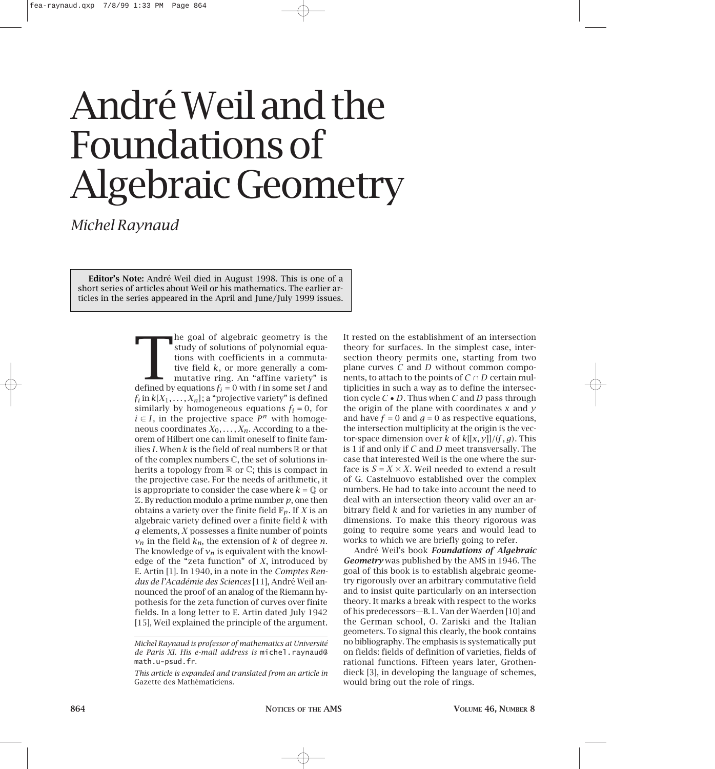# André Weil and the Foundations of Algebraic Geometry

*Michel Raynaud*

**Editor's Note:** André Weil died in August 1998. This is one of a short series of articles about Weil or his mathematics. The earlier articles in the series appeared in the April and June/July 1999 issues.

The goal of algebraic geometry is the study of solutions of polynomial equations with coefficients in a commutative field $k$, or more generally a commutative ring. An "affine variety" is defined by equations $f_i = 0$ with $i$ in some set $I$ and $f_i$ in $k[X_1, \dots, X_n]$; a "projective variety" is defined similarly by homogeneous equations $f_i = 0$, for $i \in I$, in the projective space $P^n$ with homogeneous coordinates $X_0, \dots, X_n$. According to a theorem of Hilbert one can limit oneself to finite families $I$. When $k$ is the field of real numbers $\mathbb{R}$ or that of the complex numbers $\mathbb{C}$, the set of solutions inherits a topology from $\mathbb{R}$ or $\mathbb{C}$; this is compact in the projective case. For the needs of arithmetic, it is appropriate to consider the case where $k = \mathbb{Q}$ or $\mathbb{Z}$. By reduction modulo a prime number $p$, one then obtains a variety over the finite field $\mathbb{F}_p$. If $X$ is an algebraic variety defined over a finite field $k$ with $q$ elements, $X$ possesses a finite number of points $\nu_n$ in the field $k_n$, the extension of $k$ of degree $n$. The knowledge of $\nu_n$ is equivalent with the knowledge of the "zeta function" of $X$, introduced by E. Artin [1]. In 1940, in a note in the *Comptes Rendus de l'Académie des Sciences* [11], André Weil announced the proof of an analog of the Riemann hypothesis for the zeta function of curves over finite fields. In a long letter to E. Artin dated July 1942 [15], Weil explained the principle of the argument. It rested on the establishment of an intersection theory for surfaces. In the simplest case, intersection theory permits one, starting from two plane curves $C$ and $D$ without common components, to attach to the points of $C \cap D$ certain multiplicities in such a way as to define the intersection cycle $C \bullet D$. Thus when $C$ and $D$ pass through the origin of the plane with coordinates $x$ and $y$ and have $f = 0$ and $g = 0$ as respective equations, the intersection multiplicity at the origin is the vector-space dimension over $k$ of $k[[x, y]]/(f, g)$. This is 1 if and only if $C$ and $D$ meet transversally. The case that interested Weil is the one where the surface is $S = X \times X$. Weil needed to extend a result of G. Castelnuovo established over the complex numbers. He had to take into account the need to deal with an intersection theory valid over an arbitrary field $k$ and for varieties in any number of dimensions. To make this theory rigorous was going to require some years and would lead to works to which we are briefly going to refer.

André Weil's book ***Foundations of Algebraic Geometry*** was published by the AMS in 1946. The goal of this book is to establish algebraic geometry rigorously over an arbitrary commutative field and to insist quite particularly on an intersection theory. It marks a break with respect to the works of his predecessors—B. L. Van der Waerden [10] and the German school, O. Zariski and the Italian geometers. To signal this clearly, the book contains no bibliography. The emphasis is systematically put on fields: fields of definition of varieties, fields of rational functions. Fifteen years later, Grothendieck [3], in developing the language of schemes, would bring out the role of rings.

---

*Michel Raynaud is professor of mathematics at Université de Paris XI. His e-mail address is michel.raynaud@math.u-psud.fr.*

*This article is expanded and translated from an article in* Gazette des Mathématiciens.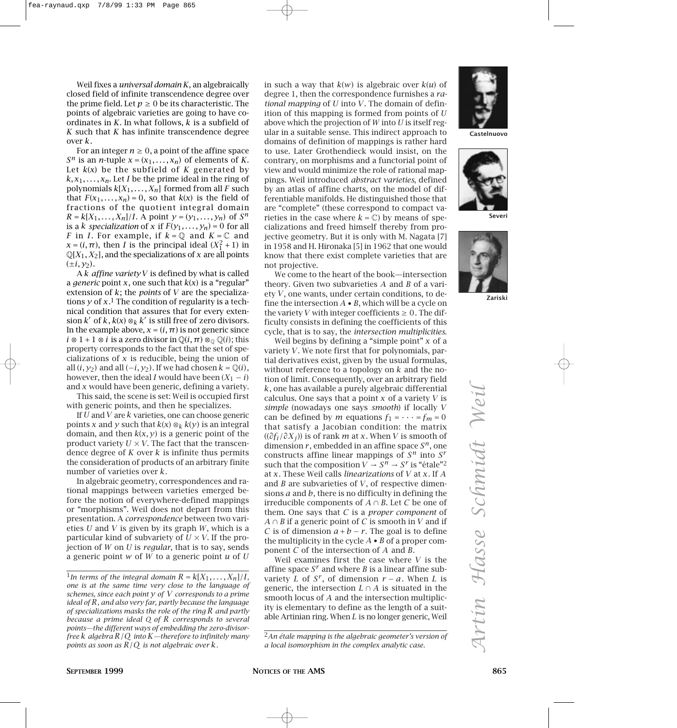Weil fixes a *universal domain* $K$, an algebraically closed field of infinite transcendence degree over the prime field. Let $p \geq 0$ be its characteristic. The points of algebraic varieties are going to have coordinates in $K$. In what follows, $k$ is a subfield of $K$ such that $K$ has infinite transcendence degree over $k$.

For an integer $n \geq 0$, a point of the affine space $S^n$ is an $n$-tuple $x = (x_1, \ldots, x_n)$ of elements of $K$. Let $k(x)$ be the subfield of $K$ generated by $k, x_1, \ldots, x_n$. Let $I$ be the prime ideal in the ring of polynomials $k[X_1, \ldots, X_n]$ formed from all $F$ such that $F(x_1, \ldots, x_n) = 0$, so that $k(x)$ is the field of fractions of the quotient integral domain $R = k[X_1, \ldots, X_n]/I$. A point $y = (y_1, \ldots, y_n)$ of $S^n$ is a $k$ *specialization* of $x$ if $F(y_1, \ldots, y_n) = 0$ for all $F$ in $I$. For example, if $k = \mathbb{Q}$ and $K = \mathbb{C}$ and $x = (i, \pi)$, then $I$ is the principal ideal $(X_1^2 + 1)$ in $\mathbb{Q}[X_1, X_2]$, and the specializations of $x$ are all points $(\pm i, y_2)$.

A $k$ *affine variety* $V$ is defined by what is called a *generic* point $x$, one such that $k(x)$ is a "regular" extension of $k$; the *points* of $V$ are the specializations $y$ of $x$.[1] The condition of regularity is a technical condition that assures that for every extension $k'$ of $k$, $k(x) \otimes_k k'$ is still free of zero divisors. In the example above, $x = (i, \pi)$ is not generic since $i \otimes 1 + 1 \otimes i$ is a zero divisor in $\mathbb{Q}(i, \pi) \otimes_{\mathbb{Q}} \mathbb{Q}(i)$; this property corresponds to the fact that the set of specializations of $x$ is reducible, being the union of all $(i, y_2)$ and all $(-i, y_2)$. If we had chosen $k = \mathbb{Q}(i)$, however, then the ideal $I$ would have been $(X_1 - i)$ and $x$ would have been generic, defining a variety.

This said, the scene is set: Weil is occupied first with generic points, and then he specializes.

If $U$ and $V$ are $k$ varieties, one can choose generic points $x$ and $y$ such that $k(x) \otimes_k k(y)$ is an integral domain, and then $k(x, y)$ is a generic point of the product variety $U \times V$. The fact that the transcendence degree of $K$ over $k$ is infinite thus permits the consideration of products of an arbitrary finite number of varieties over $k$.

In algebraic geometry, correspondences and rational mappings between varieties emerged before the notion of everywhere-defined mappings or "morphisms". Weil does not depart from this presentation. A *correspondence* between two varieties $U$ and $V$ is given by its graph $W$, which is a particular kind of subvariety of $U \times V$. If the projection of $W$ on $U$ is *regular*, that is to say, sends a generic point $w$ of $W$ to a generic point $u$ of $U$ in such a way that $k(w)$ is algebraic over $k(u)$ of degree 1, then the correspondence furnishes a *rational mapping* of $U$ into $V$. The domain of definition of this mapping is formed from points of $U$ above which the projection of $W$ into $U$ is itself regular in a suitable sense. This indirect approach to domains of definition of mappings is rather hard to use. Later Grothendieck would insist, on the contrary, on morphisms and a functorial point of view and would minimize the role of rational mappings. Weil introduced *abstract varieties*, defined by an atlas of affine charts, on the model of differentiable manifolds. He distinguished those that are "complete" (these correspond to compact varieties in the case where $k = \mathbb{C}$) by means of specializations and freed himself thereby from projective geometry. But it is only with M. Nagata [7] in 1958 and H. Hironaka [5] in 1962 that one would know that there exist complete varieties that are not projective.

We come to the heart of the book—intersection theory. Given two subvarieties $A$ and $B$ of a variety $V$, one wants, under certain conditions, to define the intersection $A \bullet B$, which will be a cycle on the variety $V$ with integer coefficients $\geq 0$. The difficulty consists in defining the coefficients of this cycle, that is to say, the *intersection multiplicities*.

Weil begins by defining a "simple point" $x$ of a variety $V$. We note first that for polynomials, partial derivatives exist, given by the usual formulas, without reference to a topology on $k$ and the notion of limit. Consequently, over an arbitrary field $k$, one has available a purely algebraic differential calculus. One says that a point $x$ of a variety $V$ is *simple* (nowadays one says *smooth*) if locally $V$ can be defined by $m$ equations $f_1 = \cdots = f_m = 0$ that satisfy a Jacobian condition: the matrix $((\partial f_i / \partial X_j))$ is of rank $m$ at $x$. When $V$ is smooth of dimension $r$, embedded in an affine space $S^n$, one constructs affine linear mappings of $S^n$ into $S^r$ such that the composition $V \to S^n \to S^r$ is "étale"[2] at $x$. These Weil calls *linearizations* of $V$ at $x$. If $A$ and $B$ are subvarieties of $V$, of respective dimensions $a$ and $b$, there is no difficulty in defining the irreducible components of $A \cap B$. Let $C$ be one of them. One says that $C$ is a *proper component* of $A \cap B$ if a generic point of $C$ is smooth in $V$ and if $C$ is of dimension $a + b - r$. The goal is to define the multiplicity in the cycle $A \bullet B$ of a proper component $C$ of the intersection of $A$ and $B$.

Weil examines first the case where $V$ is the affine space $S^r$ and where $B$ is a linear affine subvariety $L$ of $S^r$, of dimension $r - a$. When $L$ is generic, the intersection $L \cap A$ is situated in the smooth locus of $A$ and the intersection multiplicity is elementary to define as the length of a suitable Artinian ring. When $L$ is no longer generic, Weil

Castelnuovo

Severi

Zariski

---

[1] *In terms of the integral domain $R = k[X_1, \ldots, X_n]/I$, one is at the same time very close to the language of schemes, since each point $y$ of $V$ corresponds to a prime ideal of $R$, and also very far, partly because the language of specializations masks the role of the ring $R$ and partly because a prime ideal $Q$ of $R$ corresponds to several points—the different ways of embedding the zero-divisor-free $k$ algebra $R/Q$ into $K$—therefore to infinitely many points as soon as $R/Q$ is not algebraic over $k$.*

[2] *An étale mapping is the algebraic geometer's version of a local isomorphism in the complex analytic case.*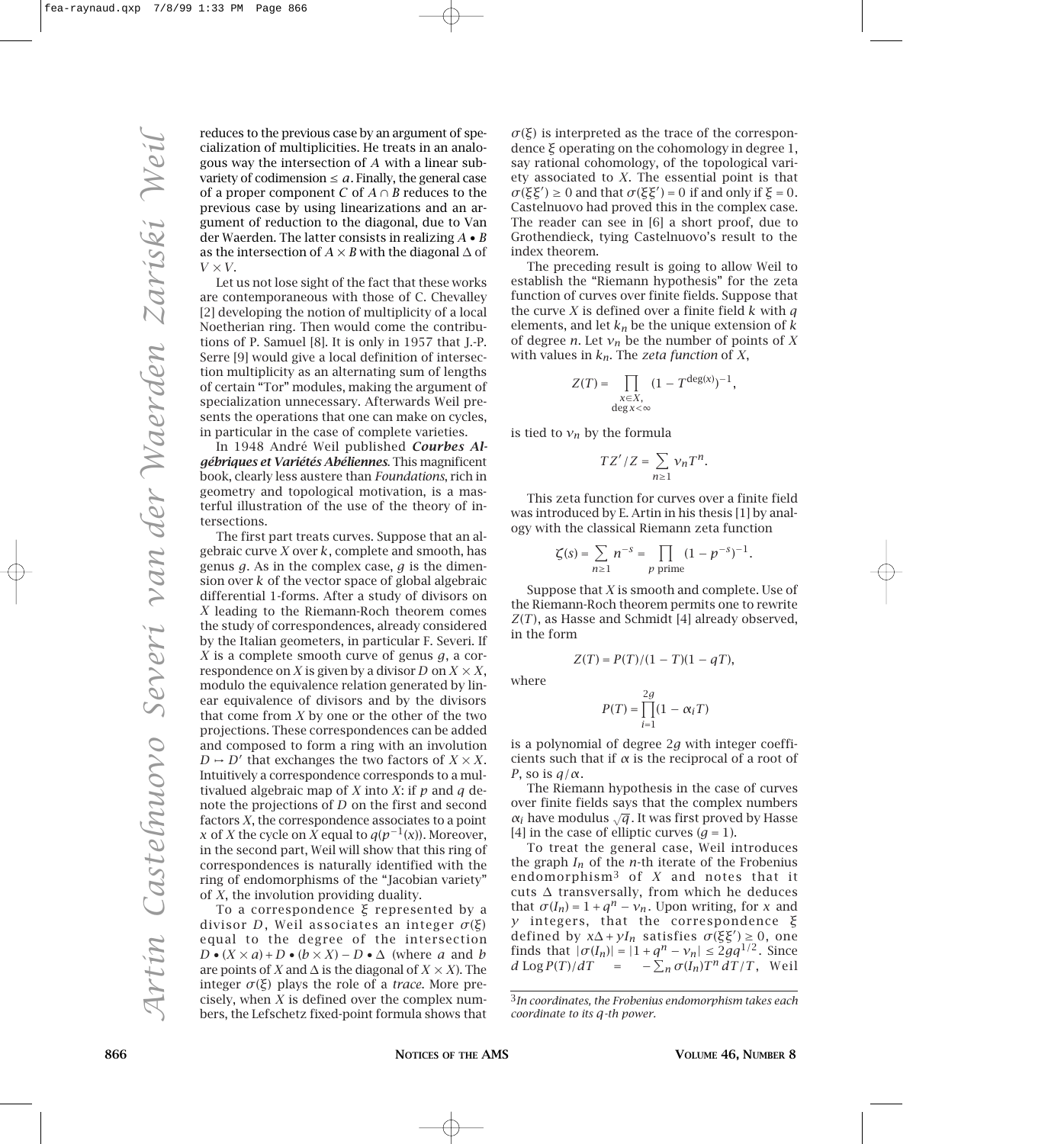reduces to the previous case by an argument of specialization of multiplicities. He treats in an analogous way the intersection of $A$ with a linear subvariety of codimension $\leq a$. Finally, the general case of a proper component $C$ of $A \cap B$ reduces to the previous case by using linearizations and an argument of reduction to the diagonal, due to Van der Waerden. The latter consists in realizing $A \bullet B$ as the intersection of $A \times B$ with the diagonal $\Delta$ of $V \times V$.

Let us not lose sight of the fact that these works are contemporaneous with those of C. Chevalley [2] developing the notion of multiplicity of a local Noetherian ring. Then would come the contributions of P. Samuel [8]. It is only in 1957 that J.-P. Serre [9] would give a local definition of intersection multiplicity as an alternating sum of lengths of certain "Tor" modules, making the argument of specialization unnecessary. Afterwards Weil presents the operations that one can make on cycles, in particular in the case of complete varieties.

In 1948 André Weil published ***Courbes Algébriques et Variétés Abéliennes***. This magnificent book, clearly less austere than *Foundations*, rich in geometry and topological motivation, is a masterful illustration of the use of the theory of intersections.

The first part treats curves. Suppose that an algebraic curve $X$ over $k$, complete and smooth, has genus $g$. As in the complex case, $g$ is the dimension over $k$ of the vector space of global algebraic differential 1-forms. After a study of divisors on $X$ leading to the Riemann-Roch theorem comes the study of correspondences, already considered by the Italian geometers, in particular F. Severi. If $X$ is a complete smooth curve of genus $g$, a correspondence on $X$ is given by a divisor $D$ on $X \times X$, modulo the equivalence relation generated by linear equivalence of divisors and by the divisors that come from $X$ by one or the other of the two projections. These correspondences can be added and composed to form a ring with an involution $D \mapsto D'$ that exchanges the two factors of $X \times X$. Intuitively a correspondence corresponds to a multivalued algebraic map of $X$ into $X$: if $p$ and $q$ denote the projections of $D$ on the first and second factors $X$, the correspondence associates to a point $x$ of $X$ the cycle on $X$ equal to $q(p^{-1}(x))$. Moreover, in the second part, Weil will show that this ring of correspondences is naturally identified with the ring of endomorphisms of the "Jacobian variety" of $X$, the involution providing duality.

To a correspondence $\xi$ represented by a divisor $D$, Weil associates an integer $\sigma(\xi)$ equal to the degree of the intersection $D \bullet (X \times a) + D \bullet (b \times X) - D \bullet \Delta$ (where $a$ and $b$ are points of $X$ and $\Delta$ is the diagonal of $X \times X$). The integer $\sigma(\xi)$ plays the role of a *trace*. More precisely, when $X$ is defined over the complex numbers, the Lefschetz fixed-point formula shows that $\sigma(\xi)$ is interpreted as the trace of the correspondence $\xi$ operating on the cohomology in degree 1, say rational cohomology, of the topological variety associated to $X$. The essential point is that $\sigma(\xi\xi') \geq 0$ and that $\sigma(\xi\xi') = 0$ if and only if $\xi = 0$. Castelnuovo had proved this in the complex case. The reader can see in [6] a short proof, due to Grothendieck, tying Castelnuovo's result to the index theorem.

The preceding result is going to allow Weil to establish the "Riemann hypothesis" for the zeta function of curves over finite fields. Suppose that the curve $X$ is defined over a finite field $k$ with $q$ elements, and let $k_n$ be the unique extension of $k$ of degree $n$. Let $\nu_n$ be the number of points of $X$ with values in $k_n$. The *zeta function* of $X$,

$$Z(T) = \prod_{\substack{x \in X, \\ \deg x < \infty}} (1 - T^{\deg(x)})^{-1},$$

is tied to $\nu_n$ by the formula

$$TZ'/Z = \sum_{n \geq 1} \nu_n T^n.$$

This zeta function for curves over a finite field was introduced by E. Artin in his thesis [1] by analogy with the classical Riemann zeta function

$$\zeta(s) = \sum_{n \geq 1} n^{-s} = \prod_{p \text{ prime}} (1 - p^{-s})^{-1}.$$

Suppose that $X$ is smooth and complete. Use of the Riemann-Roch theorem permits one to rewrite $Z(T)$, as Hasse and Schmidt [4] already observed, in the form

$$Z(T) = P(T)/(1 - T)(1 - qT),$$

where

$$P(T) = \prod_{i=1}^{2g} (1 - \alpha_i T)$$

is a polynomial of degree $2g$ with integer coefficients such that if $\alpha$ is the reciprocal of a root of $P$, so is $q/\alpha$.

The Riemann hypothesis in the case of curves over finite fields says that the complex numbers $\alpha_i$ have modulus $\sqrt{q}$. It was first proved by Hasse [4] in the case of elliptic curves ($g = 1$).

To treat the general case, Weil introduces the graph $I_n$ of the $n$-th iterate of the Frobenius endomorphism[3] of $X$ and notes that it cuts $\Delta$ transversally, from which he deduces that $\sigma(I_n) = 1 + q^n - \nu_n$. Upon writing, for $x$ and $y$ integers, that the correspondence $\xi$ defined by $x\Delta + yI_n$ satisfies $\sigma(\xi\xi') \geq 0$, one finds that $|\sigma(I_n)| = |1 + q^n - \nu_n| \leq 2gq^{1/2}$. Since $d \operatorname{Log} P(T)/dT = -\sum_n \sigma(I_n) T^n \, dT/T$, Weil

[3] *In coordinates, the Frobenius endomorphism takes each coordinate to its $q$-th power.*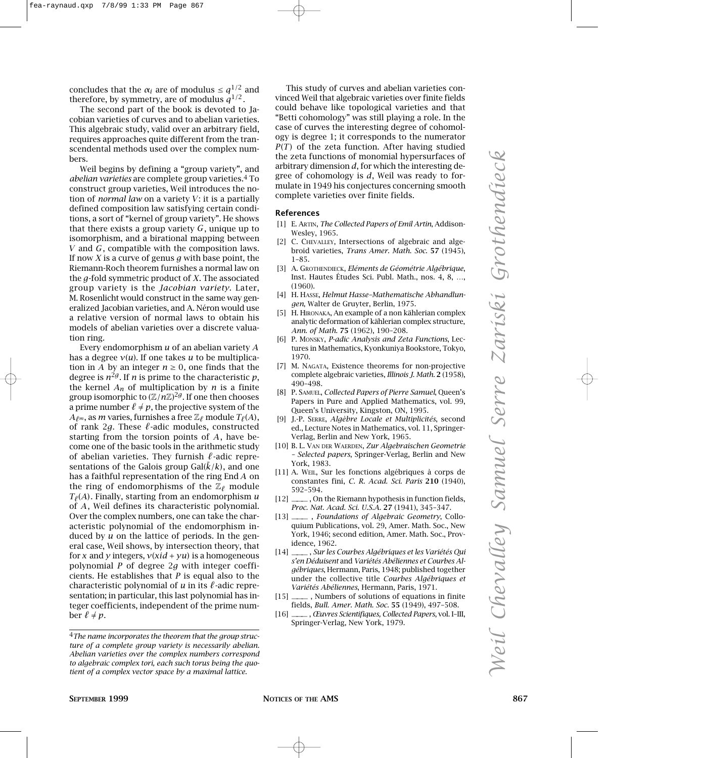concludes that the $\alpha_i$ are of modulus $\leq q^{1/2}$ and therefore, by symmetry, are of modulus $q^{1/2}$.

The second part of the book is devoted to Jacobian varieties of curves and to abelian varieties. This algebraic study, valid over an arbitrary field, requires approaches quite different from the transcendental methods used over the complex numbers.

Weil begins by defining a "group variety", and *abelian varieties* are complete group varieties.[4] To construct group varieties, Weil introduces the notion of *normal law* on a variety $V$: it is a partially defined composition law satisfying certain conditions, a sort of "kernel of group variety". He shows that there exists a group variety $G$, unique up to isomorphism, and a birational mapping between $V$ and $G$, compatible with the composition laws. If now $X$ is a curve of genus $g$ with base point, the Riemann-Roch theorem furnishes a normal law on the $g$-fold symmetric product of $X$. The associated group variety is the *Jacobian variety*. Later, M. Rosenlicht would construct in the same way generalized Jacobian varieties, and A. Néron would use a relative version of normal laws to obtain his models of abelian varieties over a discrete valuation ring.

Every endomorphism $u$ of an abelian variety $A$ has a degree $\nu(u)$. If one takes $u$ to be multiplication in $A$ by an integer $n \geq 0$, one finds that the degree is $n^{2g}$. If $n$ is prime to the characteristic $p$, the kernel $A_n$ of multiplication by $n$ is a finite group isomorphic to $(\mathbb{Z}/n\mathbb{Z})^{2g}$. If one then chooses a prime number $\ell \neq p$, the projective system of the $A_{\ell^m}$, as $m$ varies, furnishes a free $\mathbb{Z}_\ell$ module $T_\ell(A)$, of rank $2g$. These $\ell$-adic modules, constructed starting from the torsion points of $A$, have become one of the basic tools in the arithmetic study of abelian varieties. They furnish $\ell$-adic representations of the Galois group $\mathrm{Gal}(\bar{k}/k)$, and one has a faithful representation of the ring $\mathrm{End}\,A$ on the ring of endomorphisms of the $\mathbb{Z}_\ell$ module $T_\ell(A)$. Finally, starting from an endomorphism $u$ of $A$, Weil defines its characteristic polynomial. Over the complex numbers, one can take the characteristic polynomial of the endomorphism induced by $u$ on the lattice of periods. In the general case, Weil shows, by intersection theory, that for $x$ and $y$ integers, $\nu(xid + yu)$ is a homogeneous polynomial $P$ of degree $2g$ with integer coefficients. He establishes that $P$ is equal also to the characteristic polynomial of $u$ in its $\ell$-adic representation; in particular, this last polynomial has integer coefficients, independent of the prime number $\ell \neq p$.

This study of curves and abelian varieties convinced Weil that algebraic varieties over finite fields could behave like topological varieties and that "Betti cohomology" was still playing a role. In the case of curves the interesting degree of cohomology is degree 1; it corresponds to the numerator $P(T)$ of the zeta function. After having studied the zeta functions of monomial hypersurfaces of arbitrary dimension $d$, for which the interesting degree of cohomology is $d$, Weil was ready to formulate in 1949 his conjectures concerning smooth complete varieties over finite fields.

[4] *The name incorporates the theorem that the group structure of a complete group variety is necessarily abelian. Abelian varieties over the complex numbers correspond to algebraic complex tori, each such torus being the quotient of a complex vector space by a maximal lattice.*

## References

[1] E. Artin, *The Collected Papers of Emil Artin*, Addison-Wesley, 1965.

[2] C. Chevalley, Intersections of algebraic and algebroid varieties, *Trans Amer. Math. Soc.* **57** (1945), 1–85.

[3] A. Grothendieck, *Eléments de Géométrie Algébrique*, Inst. Hautes Études Sci. Publ. Math., nos. 4, 8, …, (1960).

[4] H. Hasse, *Helmut Hasse–Mathematische Abhandlungen*, Walter de Gruyter, Berlin, 1975.

[5] H. Hironaka, An example of a non kählerian complex analytic deformation of kählerian complex structure, *Ann. of Math.* **75** (1962), 190–208.

[6] P. Monsky, *P-adic Analysis and Zeta Functions*, Lectures in Mathematics, Kyonkuniya Bookstore, Tokyo, 1970.

[7] M. Nagata, Existence theorems for non-projective complete algebraic varieties, *Illinois J. Math.* **2** (1958), 490–498.

[8] P. Samuel, *Collected Papers of Pierre Samuel*, Queen's Papers in Pure and Applied Mathematics, vol. 99, Queen's University, Kingston, ON, 1995.

[9] J.-P. Serre, *Algèbre Locale et Multiplicités*, second ed., Lecture Notes in Mathematics, vol. 11, Springer-Verlag, Berlin and New York, 1965.

[10] B. L. van der Waerden, *Zur Algebraischen Geometrie – Selected papers*, Springer-Verlag, Berlin and New York, 1983.

[11] A. Weil, Sur les fonctions algébriques à corps de constantes fini, *C. R. Acad. Sci. Paris* **210** (1940), 592–594.

[12] ____ , On the Riemann hypothesis in function fields, *Proc. Nat. Acad. Sci. U.S.A.* **27** (1941), 345–347.

[13] ____ , *Foundations of Algebraic Geometry*, Colloquium Publications, vol. 29, Amer. Math. Soc., New York, 1946; second edition, Amer. Math. Soc., Providence, 1962.

[14] ____ , *Sur les Courbes Algébriques et les Variétés Qui s'en Déduisent* and *Variétés Abéliennes et Courbes Algébriques*, Hermann, Paris, 1948; published together under the collective title *Courbes Algébriques et Variétés Abéliennes*, Hermann, Paris, 1971.

[15] ____ , Numbers of solutions of equations in finite fields, *Bull. Amer. Math. Soc.* **55** (1949), 497–508.

[16] ____ , *Œuvres Scientifiques, Collected Papers*, vol. I–III, Springer-Verlag, New York, 1979.